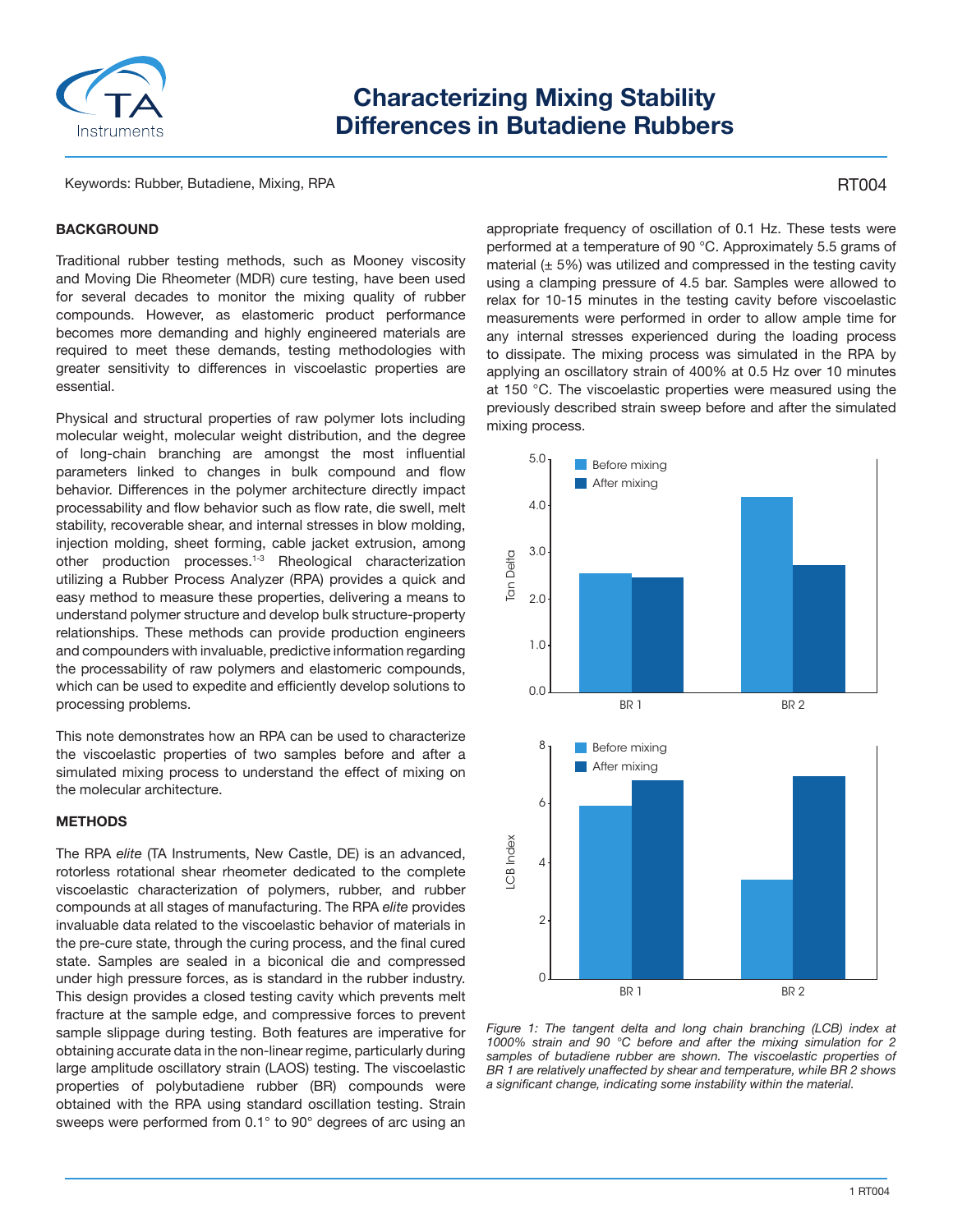# Characterizing Mixing Stability Differences in Butadiene Rubbers

Keywords: Rubber, Butadiene, Mixing, RPA

RT004

## BACKGROUND

Traditional rubber testing methods, such as Mooney viscosity and Moving Die Rheometer (MDR) cure testing, have been used for several decades to monitor the mixing quality of rubber compounds. However, as elastomeric product performance becomes more demanding and highly engineered materials are required to meet these demands, testing methodologies with greater sensitivity to differences in viscoelastic properties are essential.

Physical and structural properties of raw polymer lots including molecular weight, molecular weight distribution, and the degree of long-chain branching are amongst the most influential parameters linked to changes in bulk compound and flow behavior. Differences in the polymer architecture directly impact processability and flow behavior such as flow rate, die swell, melt stability, recoverable shear, and internal stresses in blow molding, injection molding, sheet forming, cable jacket extrusion, among other production processes.[1-3] Rheological characterization utilizing a Rubber Process Analyzer (RPA) provides a quick and easy method to measure these properties, delivering a means to understand polymer structure and develop bulk structure-property relationships. These methods can provide production engineers and compounders with invaluable, predictive information regarding the processability of raw polymers and elastomeric compounds, which can be used to expedite and efficiently develop solutions to processing problems.

This note demonstrates how an RPA can be used to characterize the viscoelastic properties of two samples before and after a simulated mixing process to understand the effect of mixing on the molecular architecture.

## METHODS

The RPA *elite* (TA Instruments, New Castle, DE) is an advanced, rotorless rotational shear rheometer dedicated to the complete viscoelastic characterization of polymers, rubber, and rubber compounds at all stages of manufacturing. The RPA *elite* provides invaluable data related to the viscoelastic behavior of materials in the pre-cure state, through the curing process, and the final cured state. Samples are sealed in a biconical die and compressed under high pressure forces, as is standard in the rubber industry. This design provides a closed testing cavity which prevents melt fracture at the sample edge, and compressive forces to prevent sample slippage during testing. Both features are imperative for obtaining accurate data in the non-linear regime, particularly during large amplitude oscillatory strain (LAOS) testing. The viscoelastic properties of polybutadiene rubber (BR) compounds were obtained with the RPA using standard oscillation testing. Strain sweeps were performed from 0.1° to 90° degrees of arc using an appropriate frequency of oscillation of 0.1 Hz. These tests were performed at a temperature of 90 °C. Approximately 5.5 grams of material (± 5%) was utilized and compressed in the testing cavity using a clamping pressure of 4.5 bar. Samples were allowed to relax for 10-15 minutes in the testing cavity before viscoelastic measurements were performed in order to allow ample time for any internal stresses experienced during the loading process to dissipate. The mixing process was simulated in the RPA by applying an oscillatory strain of 400% at 0.5 Hz over 10 minutes at 150 °C. The viscoelastic properties were measured using the previously described strain sweep before and after the simulated mixing process.

*Figure 1: The tangent delta and long chain branching (LCB) index at 1000% strain and 90 °C before and after the mixing simulation for 2 samples of butadiene rubber are shown. The viscoelastic properties of BR 1 are relatively unaffected by shear and temperature, while BR 2 shows a significant change, indicating some instability within the material.*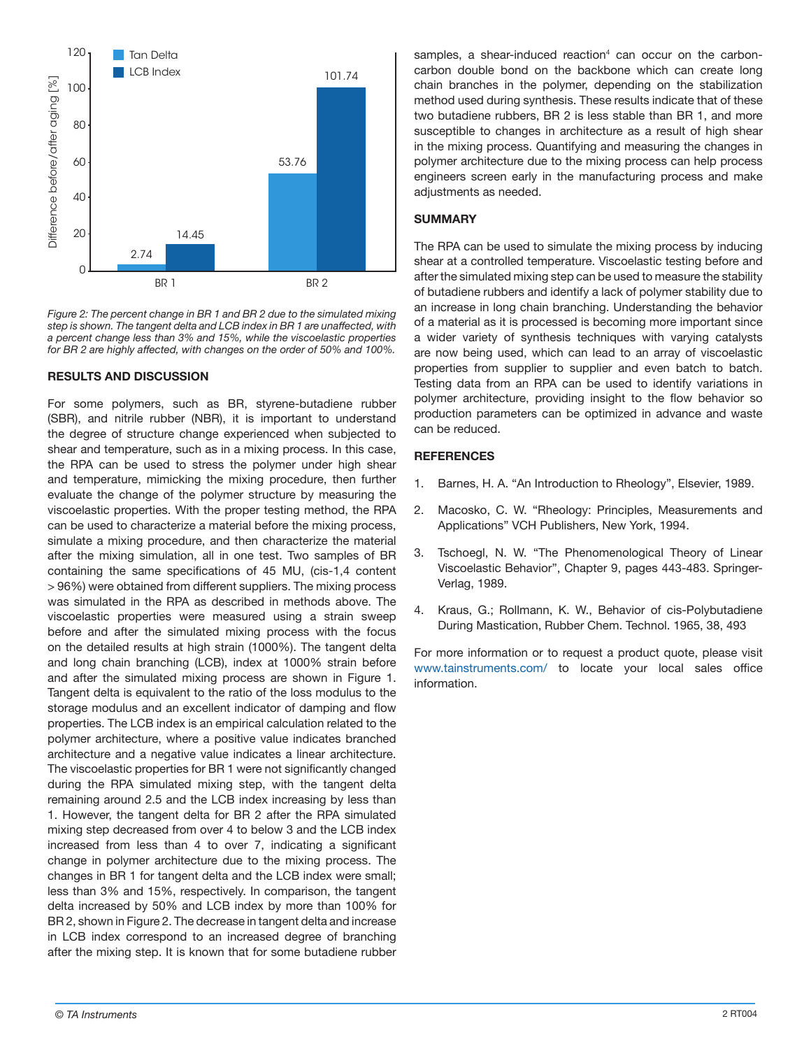120
100
80
60
40
20
0

Difference before/after aging [%]

Tan Delta
LCB Index

2.74
14.45
53.76
101.74

BR 1
BR 2

*Figure 2: The percent change in BR 1 and BR 2 due to the simulated mixing step is shown. The tangent delta and LCB index in BR 1 are unaffected, with a percent change less than 3% and 15%, while the viscoelastic properties for BR 2 are highly affected, with changes on the order of 50% and 100%.*

## RESULTS AND DISCUSSION

For some polymers, such as BR, styrene-butadiene rubber (SBR), and nitrile rubber (NBR), it is important to understand the degree of structure change experienced when subjected to shear and temperature, such as in a mixing process. In this case, the RPA can be used to stress the polymer under high shear and temperature, mimicking the mixing procedure, then further evaluate the change of the polymer structure by measuring the viscoelastic properties. With the proper testing method, the RPA can be used to characterize a material before the mixing process, simulate a mixing procedure, and then characterize the material after the mixing simulation, all in one test. Two samples of BR containing the same specifications of 45 MU, (cis-1,4 content > 96%) were obtained from different suppliers. The mixing process was simulated in the RPA as described in methods above. The viscoelastic properties were measured using a strain sweep before and after the simulated mixing process with the focus on the detailed results at high strain (1000%). The tangent delta and long chain branching (LCB), index at 1000% strain before and after the simulated mixing process are shown in Figure 1. Tangent delta is equivalent to the ratio of the loss modulus to the storage modulus and an excellent indicator of damping and flow properties. The LCB index is an empirical calculation related to the polymer architecture, where a positive value indicates branched architecture and a negative value indicates a linear architecture. The viscoelastic properties for BR 1 were not significantly changed during the RPA simulated mixing step, with the tangent delta remaining around 2.5 and the LCB index increasing by less than 1. However, the tangent delta for BR 2 after the RPA simulated mixing step decreased from over 4 to below 3 and the LCB index increased from less than 4 to over 7, indicating a significant change in polymer architecture due to the mixing process. The changes in BR 1 for tangent delta and the LCB index were small; less than 3% and 15%, respectively. In comparison, the tangent delta increased by 50% and LCB index by more than 100% for BR 2, shown in Figure 2. The decrease in tangent delta and increase in LCB index correspond to an increased degree of branching after the mixing step. It is known that for some butadiene rubber samples, a shear-induced reaction[4] can occur on the carbon-carbon double bond on the backbone which can create long chain branches in the polymer, depending on the stabilization method used during synthesis. These results indicate that of these two butadiene rubbers, BR 2 is less stable than BR 1, and more susceptible to changes in architecture as a result of high shear in the mixing process. Quantifying and measuring the changes in polymer architecture due to the mixing process can help process engineers screen early in the manufacturing process and make adjustments as needed.

## SUMMARY

The RPA can be used to simulate the mixing process by inducing shear at a controlled temperature. Viscoelastic testing before and after the simulated mixing step can be used to measure the stability of butadiene rubbers and identify a lack of polymer stability due to an increase in long chain branching. Understanding the behavior of a material as it is processed is becoming more important since a wider variety of synthesis techniques with varying catalysts are now being used, which can lead to an array of viscoelastic properties from supplier to supplier and even batch to batch. Testing data from an RPA can be used to identify variations in polymer architecture, providing insight to the flow behavior so production parameters can be optimized in advance and waste can be reduced.

## REFERENCES

1. Barnes, H. A. "An Introduction to Rheology", Elsevier, 1989.
2. Macosko, C. W. "Rheology: Principles, Measurements and Applications" VCH Publishers, New York, 1994.
3. Tschoegl, N. W. "The Phenomenological Theory of Linear Viscoelastic Behavior", Chapter 9, pages 443-483. Springer-Verlag, 1989.
4. Kraus, G.; Rollmann, K. W., Behavior of cis-Polybutadiene During Mastication, Rubber Chem. Technol. 1965, 38, 493

For more information or to request a product quote, please visit www.tainstruments.com/ to locate your local sales office information.